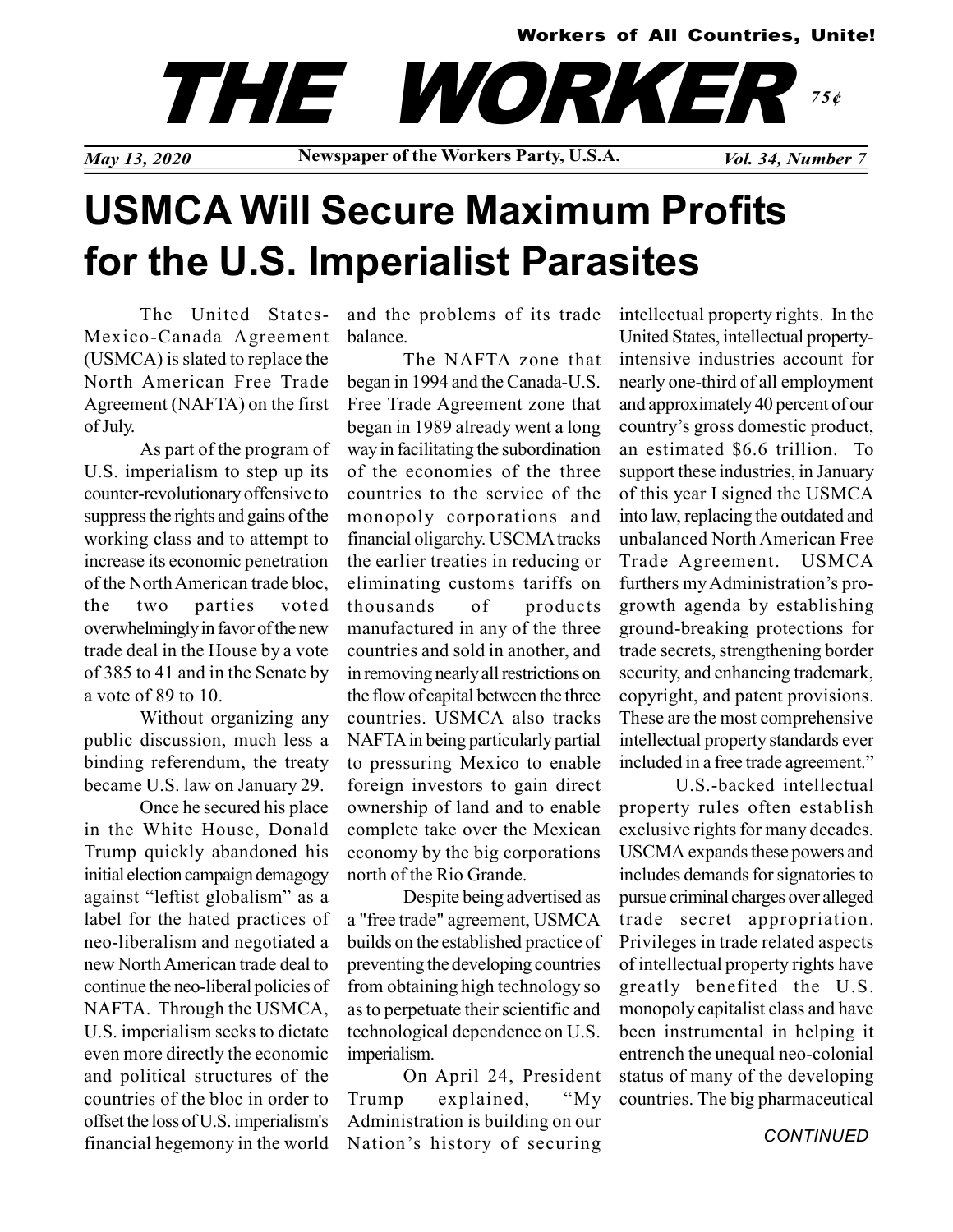Workers of All Countries, Unite!

# THE WORKER

75¢

*May 13, 2020* **Newspaper of the Workers Party, U.S.A.** *Vol. 34, Number 7*

# USMCA Will Secure Maximum Profits for the U.S. Imperialist Parasites

The United States-Mexico-Canada Agreement (USMCA) is slated to replace the North American Free Trade Agreement (NAFTA) on the first of July.

As part of the program of U.S. imperialism to step up its counter-revolutionary offensive to suppress the rights and gains of the working class and to attempt to increase its economic penetration of the North American trade bloc, the two parties voted overwhelmingly in favor of the new trade deal in the House by a vote of 385 to 41 and in the Senate by a vote of 89 to 10.

Without organizing any public discussion, much less a binding referendum, the treaty became U.S. law on January 29.

Once he secured his place in the White House, Donald Trump quickly abandoned his initial election campaign demagogy against "leftist globalism" as a label for the hated practices of neo-liberalism and negotiated a new North American trade deal to continue the neo-liberal policies of NAFTA. Through the USMCA, U.S. imperialism seeks to dictate even more directly the economic and political structures of the countries of the bloc in order to offset the loss of U.S. imperialism's financial hegemony in the world and the problems of its trade balance.

The NAFTA zone that began in 1994 and the Canada-U.S. Free Trade Agreement zone that began in 1989 already went a long way in facilitating the subordination of the economies of the three countries to the service of the monopoly corporations and financial oligarchy. USCMA tracks the earlier treaties in reducing or eliminating customs tariffs on thousands of products manufactured in any of the three countries and sold in another, and in removing nearly all restrictions on the flow of capital between the three countries. USMCA also tracks NAFTA in being particularly partial to pressuring Mexico to enable foreign investors to gain direct ownership of land and to enable complete take over the Mexican economy by the big corporations north of the Rio Grande.

Despite being advertised as a "free trade" agreement, USMCA builds on the established practice of preventing the developing countries from obtaining high technology so as to perpetuate their scientific and technological dependence on U.S. imperialism.

On April 24, President Trump explained, "My Administration is building on our Nation's history of securing intellectual property rights. In the United States, intellectual property-intensive industries account for nearly one-third of all employment and approximately 40 percent of our country's gross domestic product, an estimated $6.6 trillion. To support these industries, in January of this year I signed the USMCA into law, replacing the outdated and unbalanced North American Free Trade Agreement. USMCA furthers my Administration's pro-growth agenda by establishing ground-breaking protections for trade secrets, strengthening border security, and enhancing trademark, copyright, and patent provisions. These are the most comprehensive intellectual property standards ever included in a free trade agreement."

U.S.-backed intellectual property rules often establish exclusive rights for many decades. USCMA expands these powers and includes demands for signatories to pursue criminal charges over alleged trade secret appropriation. Privileges in trade related aspects of intellectual property rights have greatly benefited the U.S. monopoly capitalist class and have been instrumental in helping it entrench the unequal neo-colonial status of many of the developing countries. The big pharmaceutical

*CONTINUED*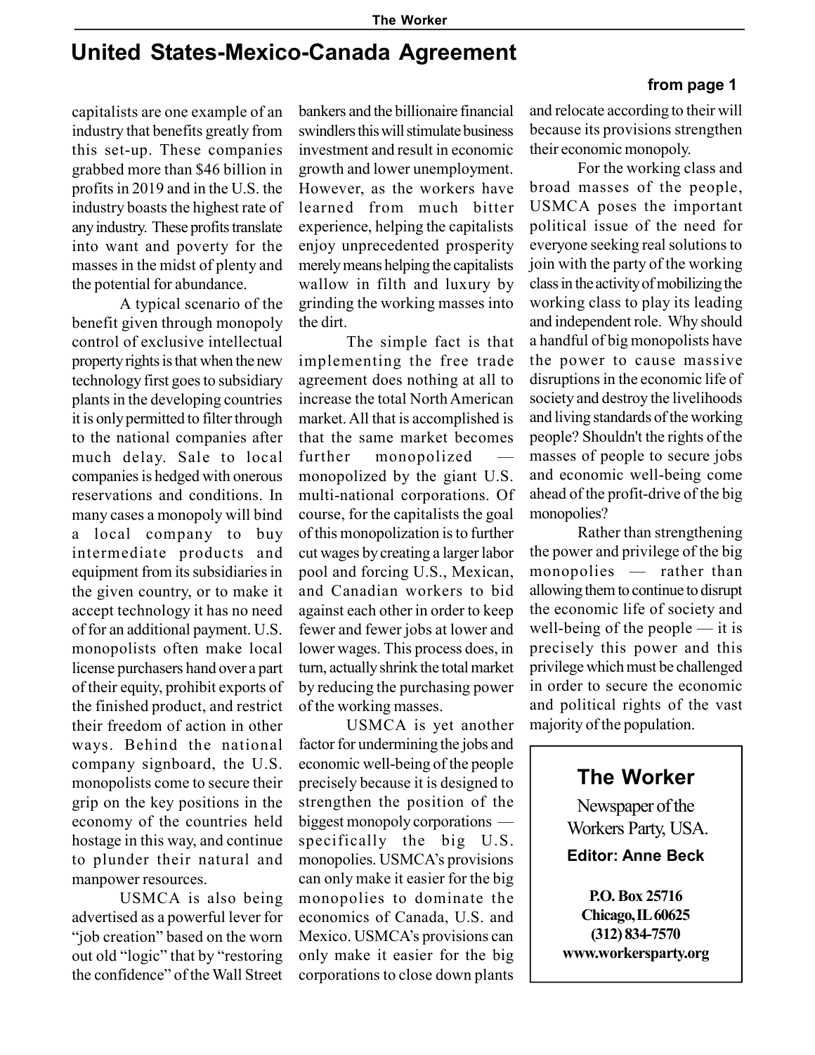# United States-Mexico-Canada Agreement

**from page 1**

capitalists are one example of an industry that benefits greatly from this set-up. These companies grabbed more than $46 billion in profits in 2019 and in the U.S. the industry boasts the highest rate of any industry. These profits translate into want and poverty for the masses in the midst of plenty and the potential for abundance.

A typical scenario of the benefit given through monopoly control of exclusive intellectual property rights is that when the new technology first goes to subsidiary plants in the developing countries it is only permitted to filter through to the national companies after much delay. Sale to local companies is hedged with onerous reservations and conditions. In many cases a monopoly will bind a local company to buy intermediate products and equipment from its subsidiaries in the given country, or to make it accept technology it has no need of for an additional payment. U.S. monopolists often make local license purchasers hand over a part of their equity, prohibit exports of the finished product, and restrict their freedom of action in other ways. Behind the national company signboard, the U.S. monopolists come to secure their grip on the key positions in the economy of the countries held hostage in this way, and continue to plunder their natural and manpower resources.

USMCA is also being advertised as a powerful lever for "job creation" based on the worn out old "logic" that by "restoring the confidence" of the Wall Street bankers and the billionaire financial swindlers this will stimulate business investment and result in economic growth and lower unemployment. However, as the workers have learned from much bitter experience, helping the capitalists enjoy unprecedented prosperity merely means helping the capitalists wallow in filth and luxury by grinding the working masses into the dirt.

The simple fact is that implementing the free trade agreement does nothing at all to increase the total North American market. All that is accomplished is that the same market becomes further monopolized — monopolized by the giant U.S. multi-national corporations. Of course, for the capitalists the goal of this monopolization is to further cut wages by creating a larger labor pool and forcing U.S., Mexican, and Canadian workers to bid against each other in order to keep fewer and fewer jobs at lower and lower wages. This process does, in turn, actually shrink the total market by reducing the purchasing power of the working masses.

USMCA is yet another factor for undermining the jobs and economic well-being of the people precisely because it is designed to strengthen the position of the biggest monopoly corporations — specifically the big U.S. monopolies. USMCA's provisions can only make it easier for the big monopolies to dominate the economics of Canada, U.S. and Mexico. USMCA's provisions can only make it easier for the big corporations to close down plants and relocate according to their will because its provisions strengthen their economic monopoly.

For the working class and broad masses of the people, USMCA poses the important political issue of the need for everyone seeking real solutions to join with the party of the working class in the activity of mobilizing the working class to play its leading and independent role. Why should a handful of big monopolists have the power to cause massive disruptions in the economic life of society and destroy the livelihoods and living standards of the working people? Shouldn't the rights of the masses of people to secure jobs and economic well-being come ahead of the profit-drive of the big monopolies?

Rather than strengthening the power and privilege of the big monopolies — rather than allowing them to continue to disrupt the economic life of society and well-being of the people — it is precisely this power and this privilege which must be challenged in order to secure the economic and political rights of the vast majority of the population.

**The Worker**

Newspaper of the Workers Party, USA.

**Editor: Anne Beck**

**P.O. Box 25716**
**Chicago, IL 60625**
**(312) 834-7570**
**www.workersparty.org**